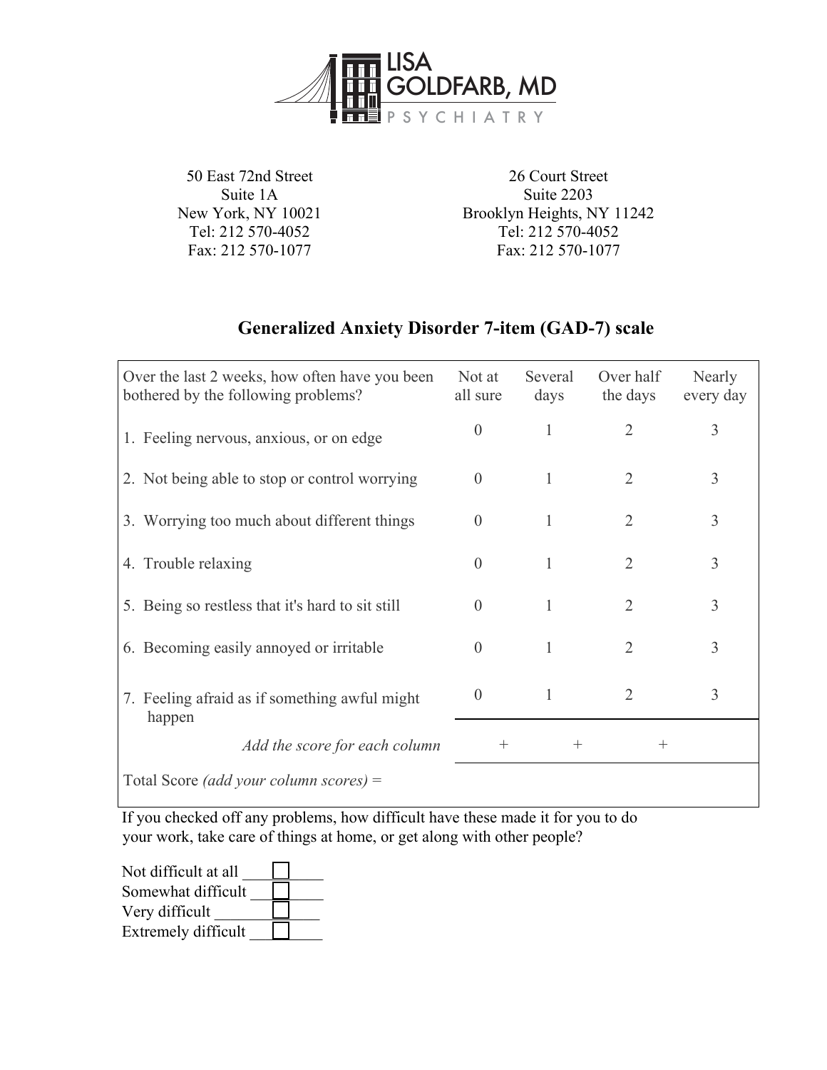# LISA GOLDFARB, MD

PSYCHIATRY

50 East 72nd Street
Suite 1A
New York, NY 10021
Tel: 212 570-4052
Fax: 212 570-1077

26 Court Street
Suite 2203
Brooklyn Heights, NY 11242
Tel: 212 570-4052
Fax: 212 570-1077

## Generalized Anxiety Disorder 7-item (GAD-7) scale

| Over the last 2 weeks, how often have you been bothered by the following problems? | Not at all sure | Several days | Over half the days | Nearly every day |
|---|---|---|---|---|
| 1. Feeling nervous, anxious, or on edge | 0 | 1 | 2 | 3 |
| 2. Not being able to stop or control worrying | 0 | 1 | 2 | 3 |
| 3. Worrying too much about different things | 0 | 1 | 2 | 3 |
| 4. Trouble relaxing | 0 | 1 | 2 | 3 |
| 5. Being so restless that it's hard to sit still | 0 | 1 | 2 | 3 |
| 6. Becoming easily annoyed or irritable | 0 | 1 | 2 | 3 |
| 7. Feeling afraid as if something awful might happen | 0 | 1 | 2 | 3 |
| *Add the score for each column* | + | + | + | |
| Total Score *(add your column scores)* = | | | | |

If you checked off any problems, how difficult have these made it for you to do your work, take care of things at home, or get along with other people?

Not difficult at all ☐
Somewhat difficult ☐
Very difficult ☐
Extremely difficult ☐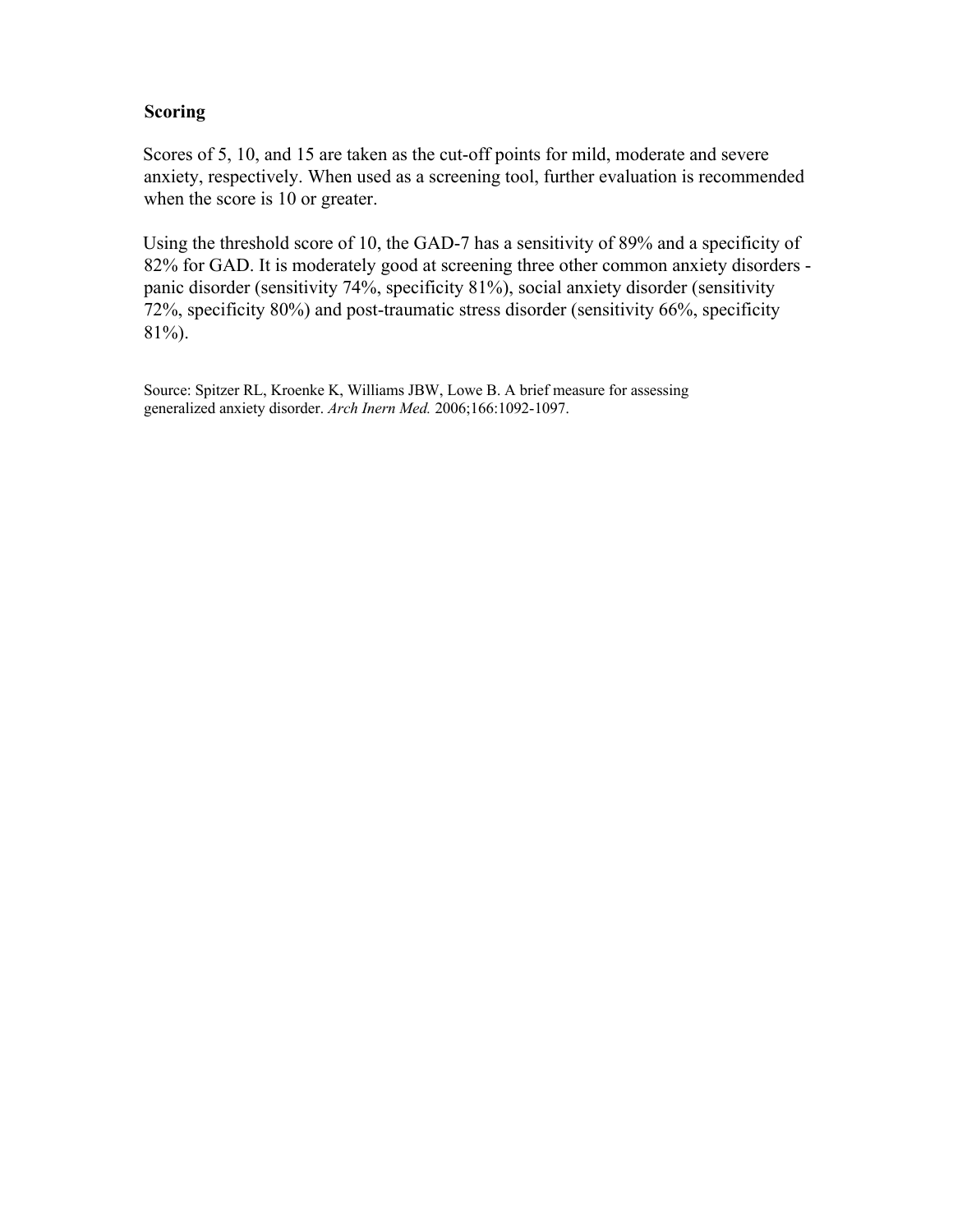**Scoring**

Scores of 5, 10, and 15 are taken as the cut-off points for mild, moderate and severe anxiety, respectively. When used as a screening tool, further evaluation is recommended when the score is 10 or greater.

Using the threshold score of 10, the GAD-7 has a sensitivity of 89% and a specificity of 82% for GAD. It is moderately good at screening three other common anxiety disorders - panic disorder (sensitivity 74%, specificity 81%), social anxiety disorder (sensitivity 72%, specificity 80%) and post-traumatic stress disorder (sensitivity 66%, specificity 81%).

Source: Spitzer RL, Kroenke K, Williams JBW, Lowe B. A brief measure for assessing generalized anxiety disorder. *Arch Inern Med.* 2006;166:1092-1097.